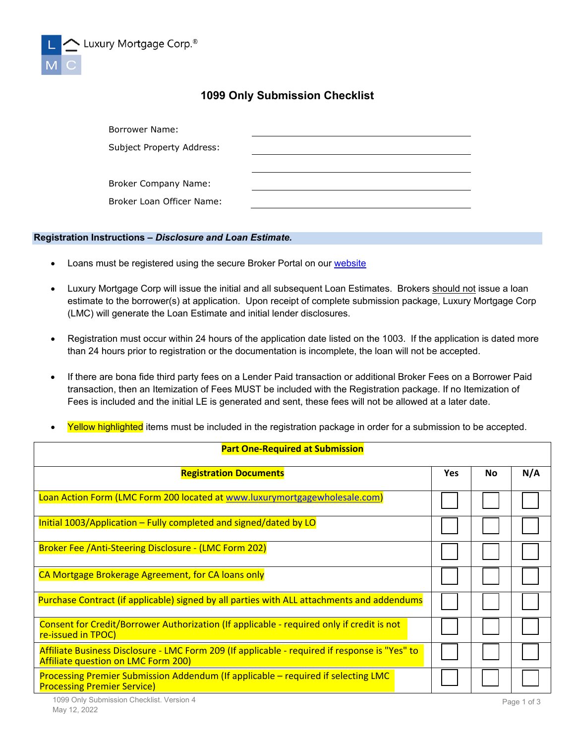Luxury Mortgage Corp.®

# 1099 Only Submission Checklist

Borrower Name: ______________________

Subject Property Address: ______________________

______________________

Broker Company Name: ______________________

Broker Loan Officer Name: ______________________

## Registration Instructions – *Disclosure and Loan Estimate.*

- Loans must be registered using the secure Broker Portal on our website
- Luxury Mortgage Corp will issue the initial and all subsequent Loan Estimates. Brokers should not issue a loan estimate to the borrower(s) at application. Upon receipt of complete submission package, Luxury Mortgage Corp (LMC) will generate the Loan Estimate and initial lender disclosures.
- Registration must occur within 24 hours of the application date listed on the 1003. If the application is dated more than 24 hours prior to registration or the documentation is incomplete, the loan will not be accepted.
- If there are bona fide third party fees on a Lender Paid transaction or additional Broker Fees on a Borrower Paid transaction, then an Itemization of Fees MUST be included with the Registration package. If no Itemization of Fees is included and the initial LE is generated and sent, these fees will not be allowed at a later date.
- Yellow highlighted items must be included in the registration package in order for a submission to be accepted.

| Part One-Required at Submission | | | |
|---|---|---|---|
| **Registration Documents** | **Yes** | **No** | **N/A** |
| Loan Action Form (LMC Form 200 located at www.luxurymortgagewholesale.com) | ☐ | ☐ | ☐ |
| Initial 1003/Application – Fully completed and signed/dated by LO | ☐ | ☐ | ☐ |
| Broker Fee /Anti-Steering Disclosure - (LMC Form 202) | ☐ | ☐ | ☐ |
| CA Mortgage Brokerage Agreement, for CA loans only | ☐ | ☐ | ☐ |
| Purchase Contract (if applicable) signed by all parties with ALL attachments and addendums | ☐ | ☐ | ☐ |
| Consent for Credit/Borrower Authorization (If applicable - required only if credit is not re-issued in TPOC) | ☐ | ☐ | ☐ |
| Affiliate Business Disclosure - LMC Form 209 (If applicable - required if response is "Yes" to Affiliate question on LMC Form 200) | ☐ | ☐ | ☐ |
| Processing Premier Submission Addendum (If applicable – required if selecting LMC Processing Premier Service) | ☐ | ☐ | ☐ |

1099 Only Submission Checklist. Version 4
May 12, 2022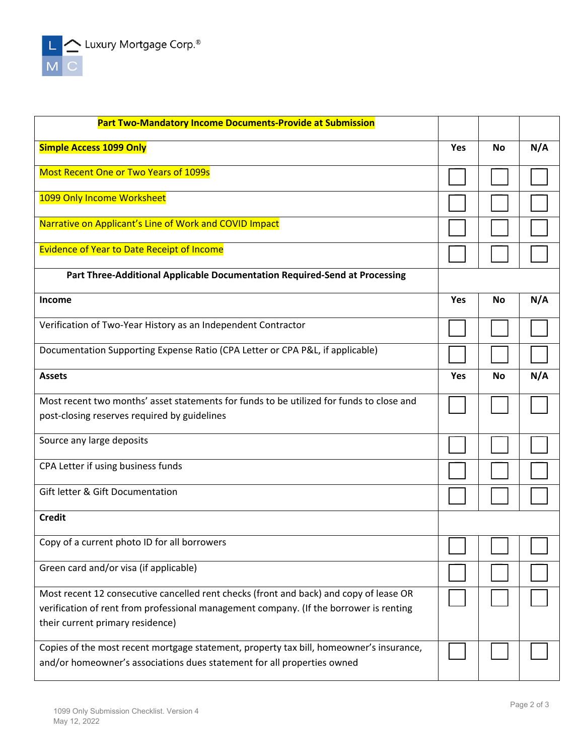| Part Two-Mandatory Income Documents-Provide at Submission | | | |
|---|---|---|---|
| **Simple Access 1099 Only** | **Yes** | **No** | **N/A** |
| Most Recent One or Two Years of 1099s | ☐ | ☐ | ☐ |
| 1099 Only Income Worksheet | ☐ | ☐ | ☐ |
| Narrative on Applicant's Line of Work and COVID Impact | ☐ | ☐ | ☐ |
| Evidence of Year to Date Receipt of Income | ☐ | ☐ | ☐ |
| **Part Three-Additional Applicable Documentation Required-Send at Processing** | | | |
| **Income** | **Yes** | **No** | **N/A** |
| Verification of Two-Year History as an Independent Contractor | ☐ | ☐ | ☐ |
| Documentation Supporting Expense Ratio (CPA Letter or CPA P&L, if applicable) | ☐ | ☐ | ☐ |
| **Assets** | **Yes** | **No** | **N/A** |
| Most recent two months' asset statements for funds to be utilized for funds to close and post-closing reserves required by guidelines | ☐ | ☐ | ☐ |
| Source any large deposits | ☐ | ☐ | ☐ |
| CPA Letter if using business funds | ☐ | ☐ | ☐ |
| Gift letter & Gift Documentation | ☐ | ☐ | ☐ |
| **Credit** | | | |
| Copy of a current photo ID for all borrowers | ☐ | ☐ | ☐ |
| Green card and/or visa (if applicable) | ☐ | ☐ | ☐ |
| Most recent 12 consecutive cancelled rent checks (front and back) and copy of lease OR verification of rent from professional management company. (If the borrower is renting their current primary residence) | ☐ | ☐ | ☐ |
| Copies of the most recent mortgage statement, property tax bill, homeowner's insurance, and/or homeowner's associations dues statement for all properties owned | ☐ | ☐ | ☐ |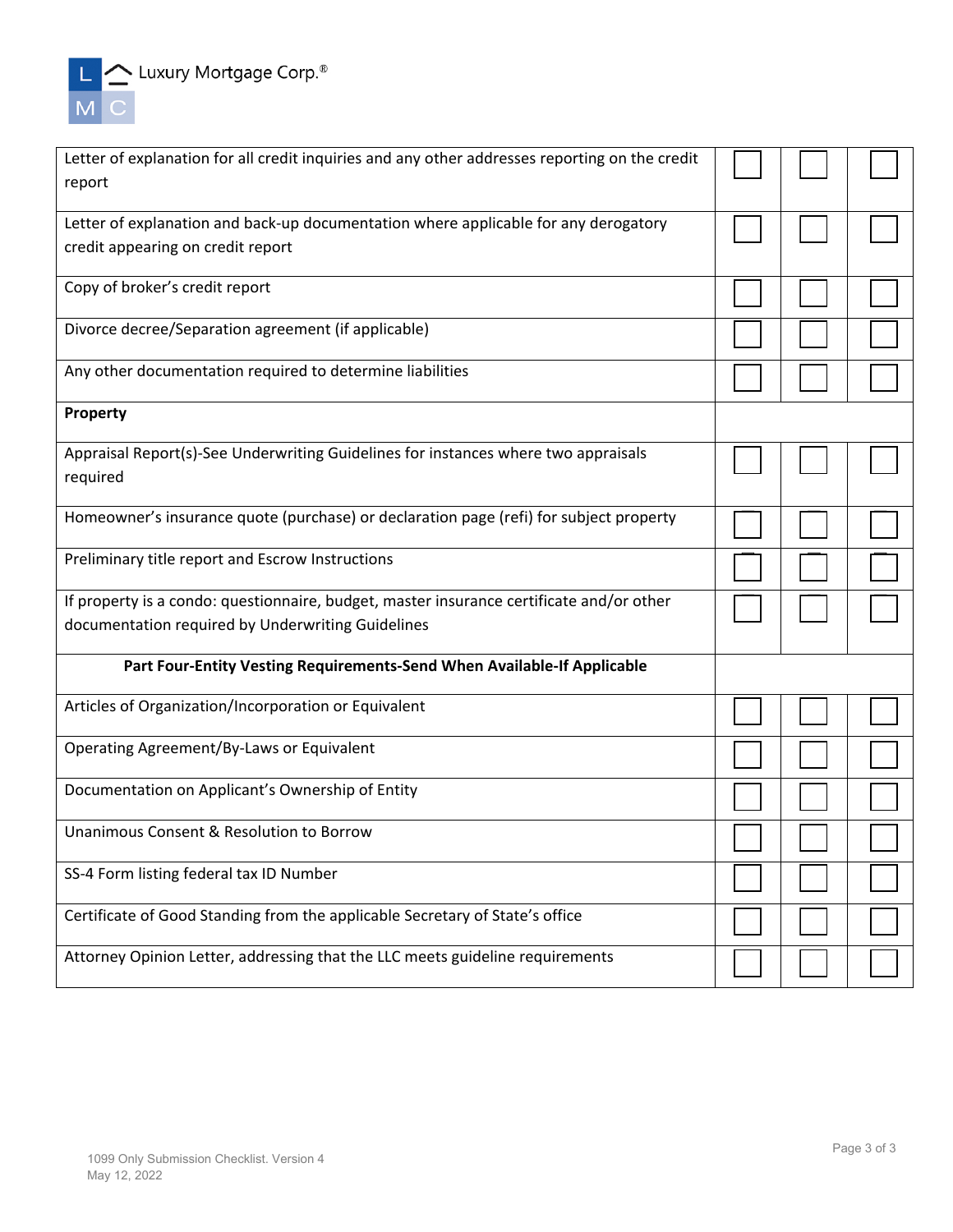| | | | |
|---|---|---|---|
| Letter of explanation for all credit inquiries and any other addresses reporting on the credit report | ☐ | ☐ | ☐ |
| Letter of explanation and back-up documentation where applicable for any derogatory credit appearing on credit report | ☐ | ☐ | ☐ |
| Copy of broker's credit report | ☐ | ☐ | ☐ |
| Divorce decree/Separation agreement (if applicable) | ☐ | ☐ | ☐ |
| Any other documentation required to determine liabilities | ☐ | ☐ | ☐ |
| **Property** | | | |
| Appraisal Report(s)-See Underwriting Guidelines for instances where two appraisals required | ☐ | ☐ | ☐ |
| Homeowner's insurance quote (purchase) or declaration page (refi) for subject property | ☐ | ☐ | ☐ |
| Preliminary title report and Escrow Instructions | ☐ | ☐ | ☐ |
| If property is a condo: questionnaire, budget, master insurance certificate and/or other documentation required by Underwriting Guidelines | ☐ | ☐ | ☐ |
| **Part Four-Entity Vesting Requirements-Send When Available-If Applicable** | | | |
| Articles of Organization/Incorporation or Equivalent | ☐ | ☐ | ☐ |
| Operating Agreement/By-Laws or Equivalent | ☐ | ☐ | ☐ |
| Documentation on Applicant's Ownership of Entity | ☐ | ☐ | ☐ |
| Unanimous Consent & Resolution to Borrow | ☐ | ☐ | ☐ |
| SS-4 Form listing federal tax ID Number | ☐ | ☐ | ☐ |
| Certificate of Good Standing from the applicable Secretary of State's office | ☐ | ☐ | ☐ |
| Attorney Opinion Letter, addressing that the LLC meets guideline requirements | ☐ | ☐ | ☐ |

1099 Only Submission Checklist. Version 4
May 12, 2022